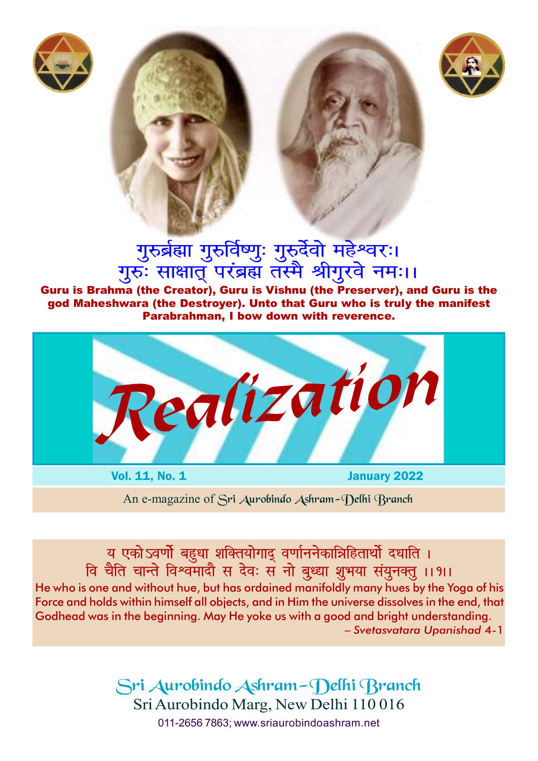गुरुर्ब्रह्मा गुरुर्विष्णुः गुरुर्देवो महेश्वरः।
गुरुः साक्षात् परंब्रह्म तस्मै श्रीगुरवे नमः।।

**Guru is Brahma (the Creator), Guru is Vishnu (the Preserver), and Guru is the god Maheshwara (the Destroyer). Unto that Guru who is truly the manifest Parabrahman, I bow down with reverence.**

# *Realization*

**Vol. 11, No. 1** **January 2022**

An e-magazine of Sri Aurobindo Ashram–Delhi Branch

य एकोऽवर्णो बहुधा शक्तियोगाद् वर्णाननेकान्निहितार्थो दधाति ।
वि चैति चान्ते विश्वमादौ स देवः स नो बुध्या शुभया संयुनक्तु ।।१।।

He who is one and without hue, but has ordained manifoldly many hues by the Yoga of his Force and holds within himself all objects, and in Him the universe dissolves in the end, that Godhead was in the beginning. May He yoke us with a good and bright understanding.

– *Svetasvatara Upanishad* 4-1

Sri Aurobindo Ashram–Delhi Branch
Sri Aurobindo Marg, New Delhi 110 016
011-2656 7863; www.sriaurobindoashram.net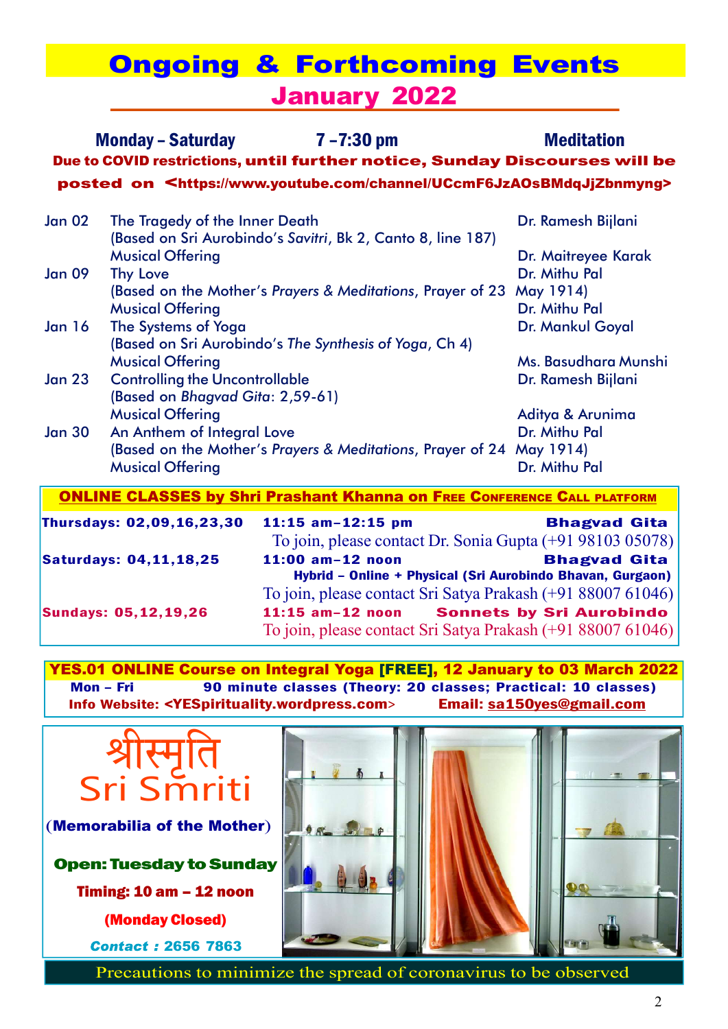# Ongoing & Forthcoming Events

## January 2022

**Monday – Saturday 7 –7:30 pm Meditation**

**Due to COVID restrictions, until further notice, Sunday Discourses will be posted on <https://www.youtube.com/channel/UCcmF6JzAOsBMdqJjZbnmyng>**

| Date | Topic | Speaker |
|---|---|---|
| Jan 02 | The Tragedy of the Inner Death<br>(Based on Sri Aurobindo's *Savitri*, Bk 2, Canto 8, line 187) | Dr. Ramesh Bijlani |
| | Musical Offering | Dr. Maitreyee Karak |
| Jan 09 | Thy Love<br>(Based on the Mother's *Prayers & Meditations*, Prayer of 23 May 1914) | Dr. Mithu Pal |
| | Musical Offering | Dr. Mithu Pal |
| Jan 16 | The Systems of Yoga<br>(Based on Sri Aurobindo's *The Synthesis of Yoga*, Ch 4) | Dr. Mankul Goyal |
| | Musical Offering | Ms. Basudhara Munshi |
| Jan 23 | Controlling the Uncontrollable<br>(Based on *Bhagvad Gita*: 2,59-61) | Dr. Ramesh Bijlani |
| | Musical Offering | Aditya & Arunima |
| Jan 30 | An Anthem of Integral Love<br>(Based on the Mother's *Prayers & Meditations*, Prayer of 24 May 1914) | Dr. Mithu Pal |
| | Musical Offering | Dr. Mithu Pal |

### ONLINE CLASSES by Shri Prashant Khanna on FREE CONFERENCE CALL PLATFORM

| Days | Time | Subject |
|---|---|---|
| **Thursdays: 02,09,16,23,30** | **11:15 am–12:15 pm** | **Bhagvad Gita** |
| | To join, please contact Dr. Sonia Gupta (+91 98103 05078) | |
| **Saturdays: 04,11,18,25** | **11:00 am–12 noon** | **Bhagvad Gita** |
| | **Hybrid – Online + Physical (Sri Aurobindo Bhavan, Gurgaon)**<br>To join, please contact Sri Satya Prakash (+91 88007 61046) | |
| **Sundays: 05,12,19,26** | **11:15 am–12 noon** | **Sonnets by Sri Aurobindo** |
| | To join, please contact Sri Satya Prakash (+91 88007 61046) | |

### YES.01 ONLINE Course on Integral Yoga [FREE], 12 January to 03 March 2022

**Mon – Fri 90 minute classes (Theory: 20 classes; Practical: 10 classes)**

**Info Website: <YESpirituality.wordpress.com> Email: sa150yes@gmail.com**

## श्रीस्मृति
## Sri Smriti

**(Memorabilia of the Mother)**

**Open: Tuesday to Sunday**

**Timing: 10 am – 12 noon**

**(Monday Closed)**

***Contact* : 2656 7863**

Precautions to minimize the spread of coronavirus to be observed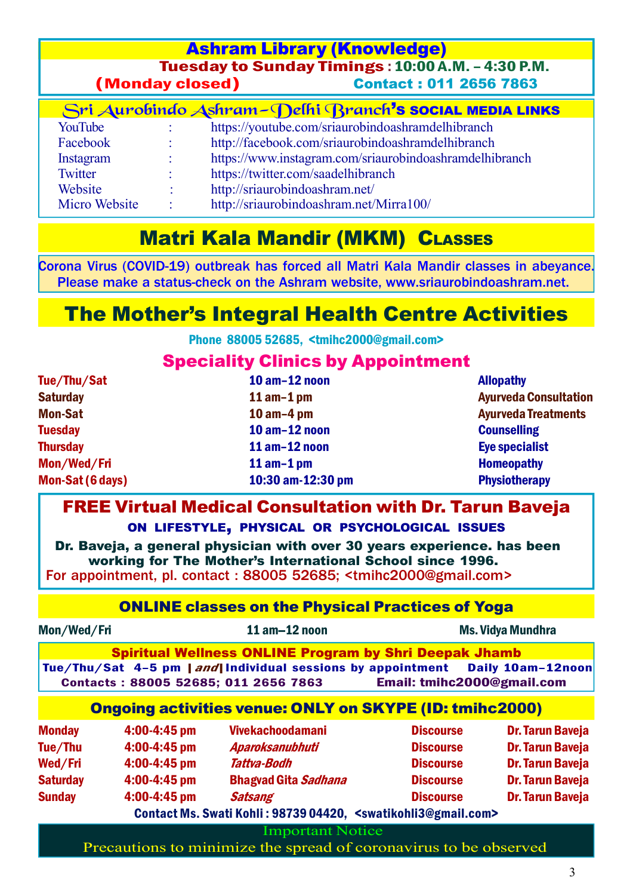## Ashram Library (Knowledge)

**Tuesday to Sunday Timings** : 10:00 A.M. – 4:30 P.M.

**(Monday closed)** Contact : 011 2656 7863

## Sri Aurobindo Ashram–Delhi Branch's SOCIAL MEDIA LINKS

| | | |
|---|---|---|
| YouTube | : | https://youtube.com/sriaurobindoashramdelhibranch |
| Facebook | : | http://facebook.com/sriaurobindoashramdelhibranch |
| Instagram | : | https://www.instagram.com/sriaurobindoashramdelhibranch |
| Twitter | : | https://twitter.com/saadelhibranch |
| Website | : | http://sriaurobindoashram.net/ |
| Micro Website | : | http://sriaurobindoashram.net/Mirra100/ |

## Matri Kala Mandir (MKM) Classes

Corona Virus (COVID-19) outbreak has forced all Matri Kala Mandir classes in abeyance. Please make a status-check on the Ashram website, www.sriaurobindoashram.net.

## The Mother's Integral Health Centre Activities

Phone 88005 52685, <tmihc2000@gmail.com>

### Speciality Clinics by Appointment

| | | |
|---|---|---|
| Tue/Thu/Sat | 10 am–12 noon | Allopathy |
| Saturday | 11 am–1 pm | Ayurveda Consultation |
| Mon-Sat | 10 am–4 pm | Ayurveda Treatments |
| Tuesday | 10 am–12 noon | Counselling |
| Thursday | 11 am–12 noon | Eye specialist |
| Mon/Wed/Fri | 11 am–1 pm | Homeopathy |
| Mon-Sat (6 days) | 10:30 am-12:30 pm | Physiotherapy |

### FREE Virtual Medical Consultation with Dr. Tarun Baveja

**ON LIFESTYLE, PHYSICAL OR PSYCHOLOGICAL ISSUES**

**Dr. Baveja, a general physician with over 30 years experience. has been working for The Mother's International School since 1996.**

For appointment, pl. contact : 88005 52685; <tmihc2000@gmail.com>

### ONLINE classes on the Physical Practices of Yoga

| | | |
|---|---|---|
| Mon/Wed/Fri | 11 am–12 noon | Ms. Vidya Mundhra |

### Spiritual Wellness ONLINE Program by Shri Deepak Jhamb

Tue/Thu/Sat 4–5 pm | *and* | Individual sessions by appointment Daily 10am–12noon

Contacts : 88005 52685; 011 2656 7863 Email: tmihc2000@gmail.com

### Ongoing activities venue: ONLY on SKYPE (ID: tmihc2000)

| | | | | |
|---|---|---|---|---|
| Monday | 4:00-4:45 pm | Vivekachoodamani | Discourse | Dr. Tarun Baveja |
| Tue/Thu | 4:00-4:45 pm | *Aparoksanubhuti* | Discourse | Dr. Tarun Baveja |
| Wed/Fri | 4:00-4:45 pm | *Tattva-Bodh* | Discourse | Dr. Tarun Baveja |
| Saturday | 4:00-4:45 pm | Bhagvad Gita *Sadhana* | Discourse | Dr. Tarun Baveja |
| Sunday | 4:00-4:45 pm | *Satsang* | Discourse | Dr. Tarun Baveja |

Contact Ms. Swati Kohli : 98739 04420, <swatikohli3@gmail.com>

**Important Notice**

Precautions to minimize the spread of coronavirus to be observed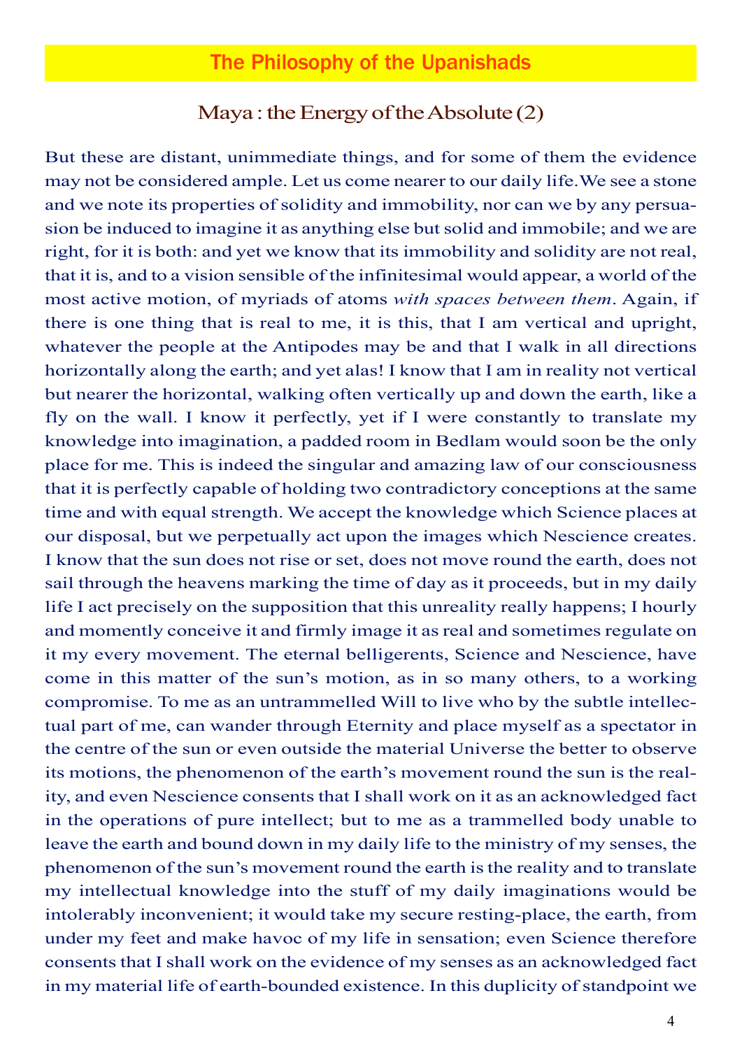# The Philosophy of the Upanishads

## Maya : the Energy of the Absolute (2)

But these are distant, unimmediate things, and for some of them the evidence may not be considered ample. Let us come nearer to our daily life. We see a stone and we note its properties of solidity and immobility, nor can we by any persuasion be induced to imagine it as anything else but solid and immobile; and we are right, for it is both: and yet we know that its immobility and solidity are not real, that it is, and to a vision sensible of the infinitesimal would appear, a world of the most active motion, of myriads of atoms *with spaces between them*. Again, if there is one thing that is real to me, it is this, that I am vertical and upright, whatever the people at the Antipodes may be and that I walk in all directions horizontally along the earth; and yet alas! I know that I am in reality not vertical but nearer the horizontal, walking often vertically up and down the earth, like a fly on the wall. I know it perfectly, yet if I were constantly to translate my knowledge into imagination, a padded room in Bedlam would soon be the only place for me. This is indeed the singular and amazing law of our consciousness that it is perfectly capable of holding two contradictory conceptions at the same time and with equal strength. We accept the knowledge which Science places at our disposal, but we perpetually act upon the images which Nescience creates. I know that the sun does not rise or set, does not move round the earth, does not sail through the heavens marking the time of day as it proceeds, but in my daily life I act precisely on the supposition that this unreality really happens; I hourly and momently conceive it and firmly image it as real and sometimes regulate on it my every movement. The eternal belligerents, Science and Nescience, have come in this matter of the sun's motion, as in so many others, to a working compromise. To me as an untrammelled Will to live who by the subtle intellectual part of me, can wander through Eternity and place myself as a spectator in the centre of the sun or even outside the material Universe the better to observe its motions, the phenomenon of the earth's movement round the sun is the reality, and even Nescience consents that I shall work on it as an acknowledged fact in the operations of pure intellect; but to me as a trammelled body unable to leave the earth and bound down in my daily life to the ministry of my senses, the phenomenon of the sun's movement round the earth is the reality and to translate my intellectual knowledge into the stuff of my daily imaginations would be intolerably inconvenient; it would take my secure resting-place, the earth, from under my feet and make havoc of my life in sensation; even Science therefore consents that I shall work on the evidence of my senses as an acknowledged fact in my material life of earth-bounded existence. In this duplicity of standpoint we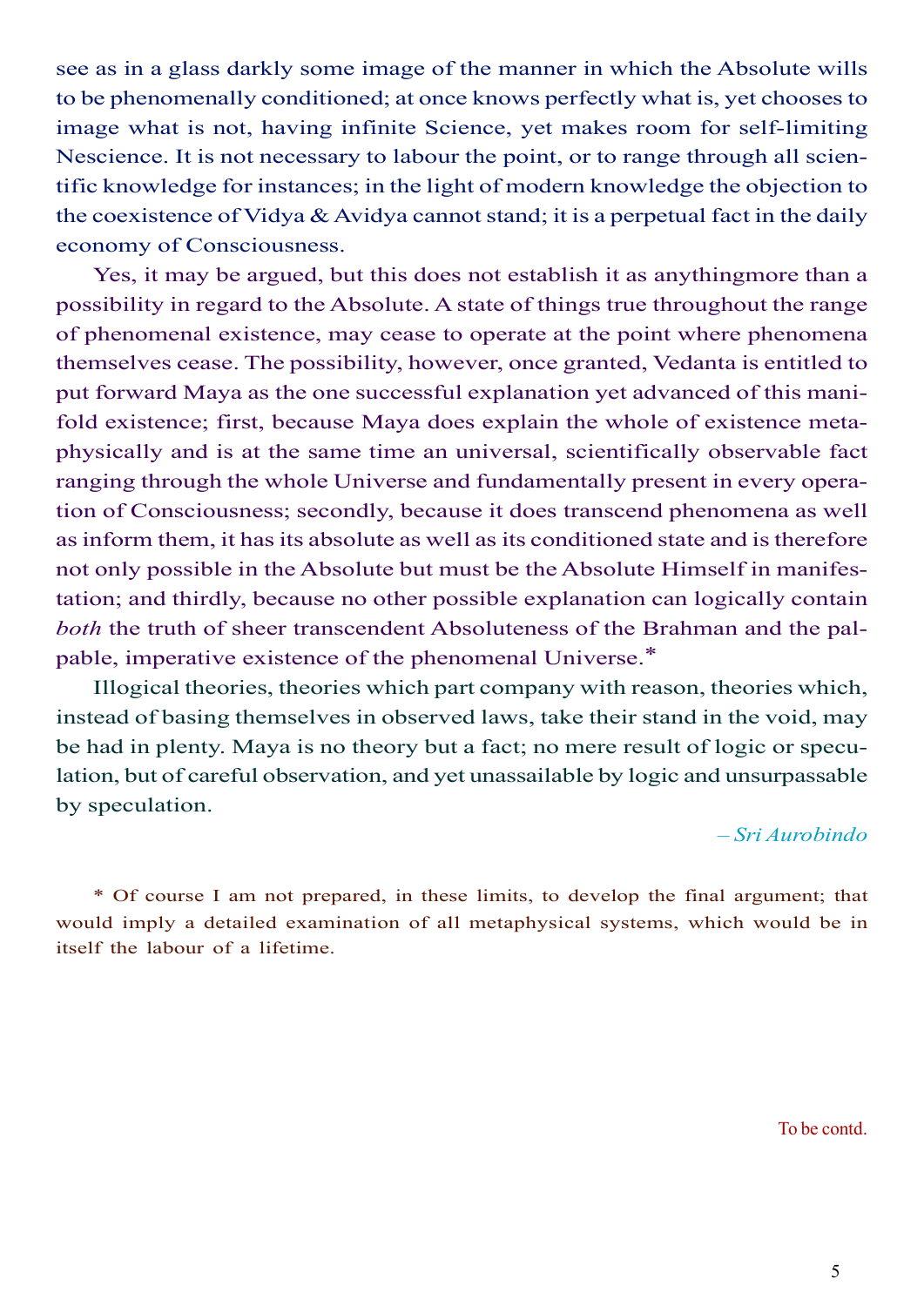see as in a glass darkly some image of the manner in which the Absolute wills to be phenomenally conditioned; at once knows perfectly what is, yet chooses to image what is not, having infinite Science, yet makes room for self-limiting Nescience. It is not necessary to labour the point, or to range through all scientific knowledge for instances; in the light of modern knowledge the objection to the coexistence of Vidya & Avidya cannot stand; it is a perpetual fact in the daily economy of Consciousness.

Yes, it may be argued, but this does not establish it as anythingmore than a possibility in regard to the Absolute. A state of things true throughout the range of phenomenal existence, may cease to operate at the point where phenomena themselves cease. The possibility, however, once granted, Vedanta is entitled to put forward Maya as the one successful explanation yet advanced of this manifold existence; first, because Maya does explain the whole of existence metaphysically and is at the same time an universal, scientifically observable fact ranging through the whole Universe and fundamentally present in every operation of Consciousness; secondly, because it does transcend phenomena as well as inform them, it has its absolute as well as its conditioned state and is therefore not only possible in the Absolute but must be the Absolute Himself in manifestation; and thirdly, because no other possible explanation can logically contain *both* the truth of sheer transcendent Absoluteness of the Brahman and the palpable, imperative existence of the phenomenal Universe.*

Illogical theories, theories which part company with reason, theories which, instead of basing themselves in observed laws, take their stand in the void, may be had in plenty. Maya is no theory but a fact; no mere result of logic or speculation, but of careful observation, and yet unassailable by logic and unsurpassable by speculation.

*– Sri Aurobindo*

* Of course I am not prepared, in these limits, to develop the final argument; that would imply a detailed examination of all metaphysical systems, which would be in itself the labour of a lifetime.

To be contd.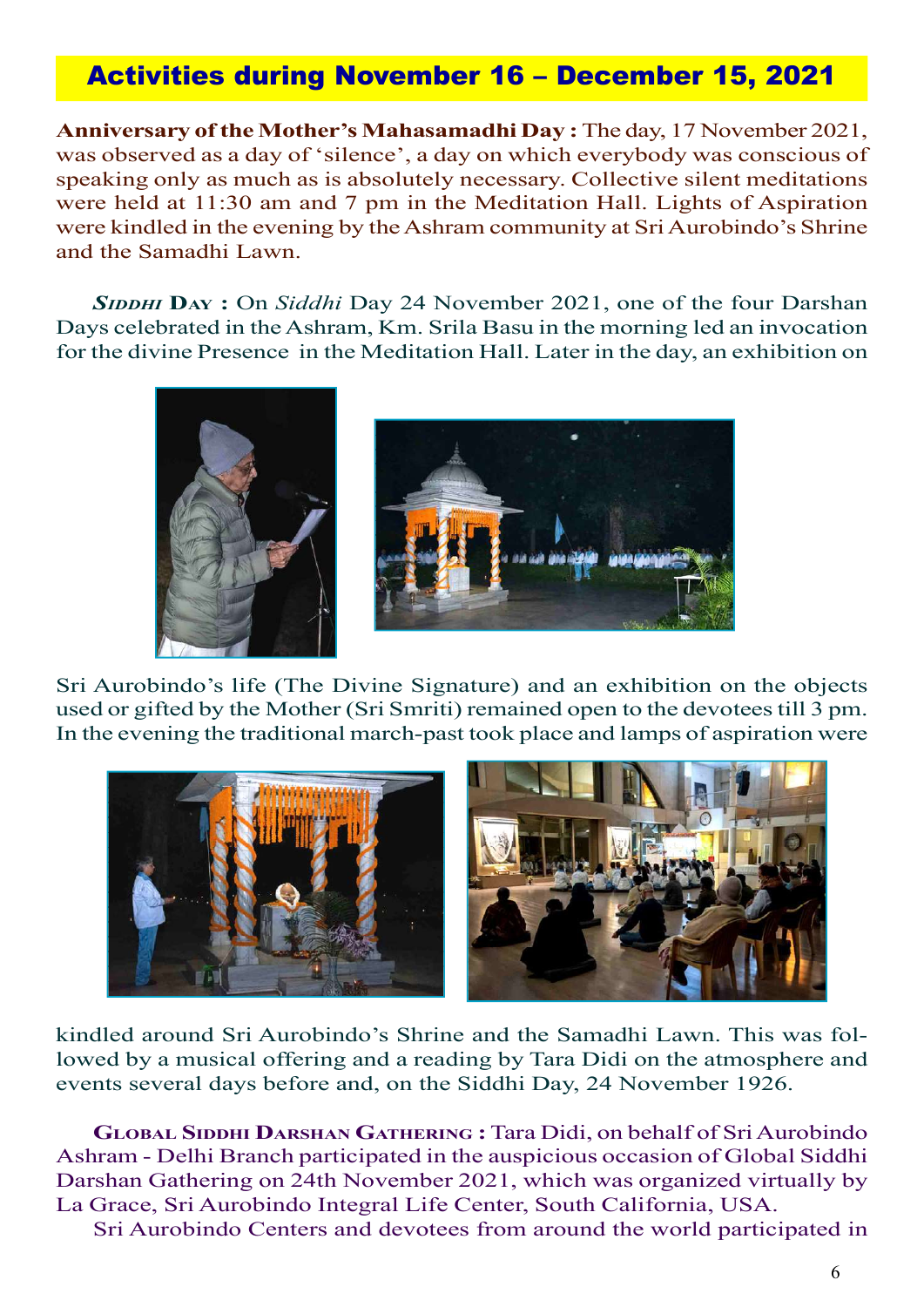## Activities during November 16 – December 15, 2021

**Anniversary of the Mother's Mahasamadhi Day :** The day, 17 November 2021, was observed as a day of 'silence', a day on which everybody was conscious of speaking only as much as is absolutely necessary. Collective silent meditations were held at 11:30 am and 7 pm in the Meditation Hall. Lights of Aspiration were kindled in the evening by the Ashram community at Sri Aurobindo's Shrine and the Samadhi Lawn.

***Siddhi* Day :** On *Siddhi* Day 24 November 2021, one of the four Darshan Days celebrated in the Ashram, Km. Srila Basu in the morning led an invocation for the divine Presence in the Meditation Hall. Later in the day, an exhibition on Sri Aurobindo's life (The Divine Signature) and an exhibition on the objects used or gifted by the Mother (Sri Smriti) remained open to the devotees till 3 pm. In the evening the traditional march-past took place and lamps of aspiration were kindled around Sri Aurobindo's Shrine and the Samadhi Lawn. This was followed by a musical offering and a reading by Tara Didi on the atmosphere and events several days before and, on the Siddhi Day, 24 November 1926.

**Global Siddhi Darshan Gathering :** Tara Didi, on behalf of Sri Aurobindo Ashram - Delhi Branch participated in the auspicious occasion of Global Siddhi Darshan Gathering on 24th November 2021, which was organized virtually by La Grace, Sri Aurobindo Integral Life Center, South California, USA.

Sri Aurobindo Centers and devotees from around the world participated in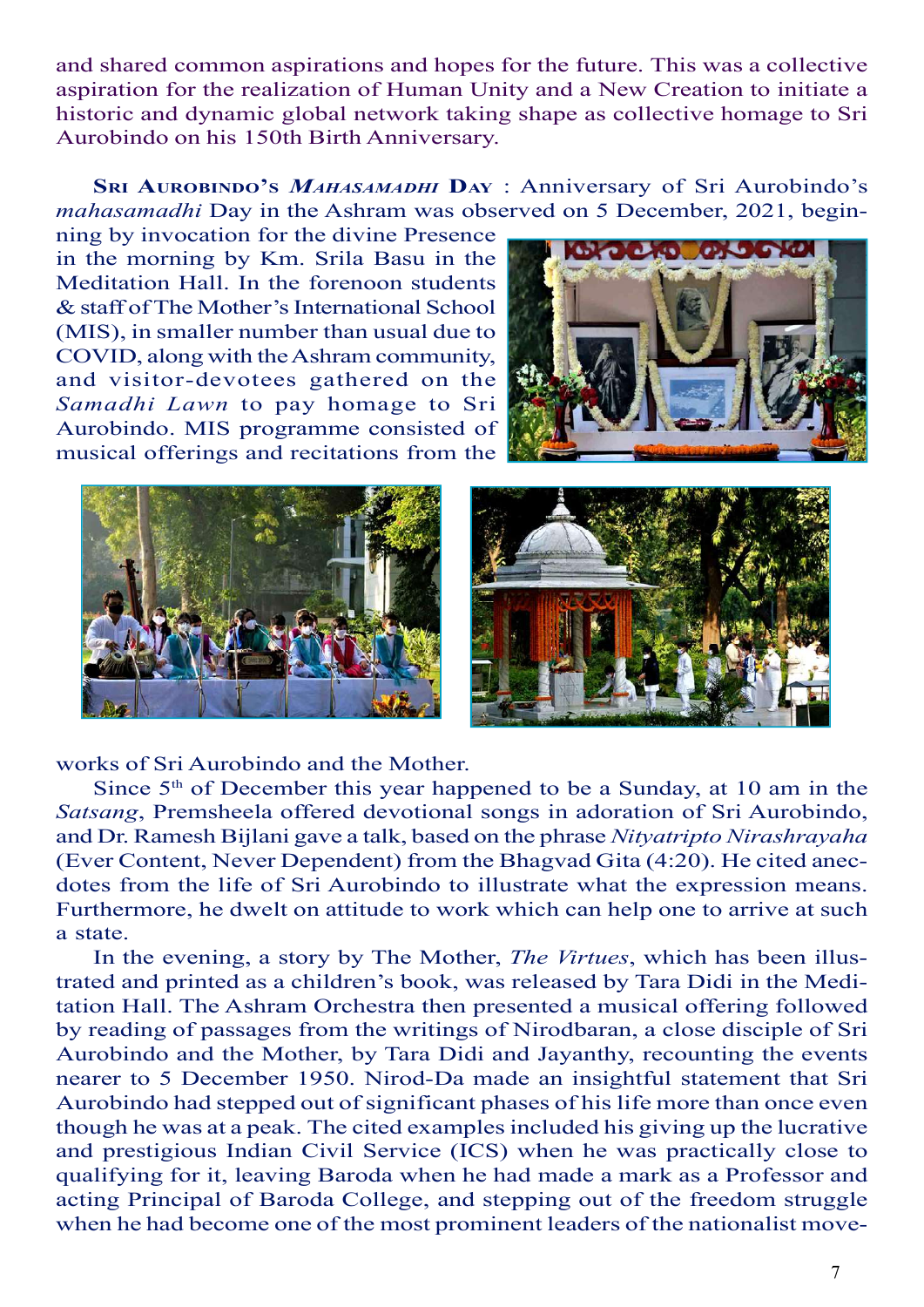and shared common aspirations and hopes for the future. This was a collective aspiration for the realization of Human Unity and a New Creation to initiate a historic and dynamic global network taking shape as collective homage to Sri Aurobindo on his 150th Birth Anniversary.

**SRI AUROBINDO'S *MAHASAMADHI* DAY** : Anniversary of Sri Aurobindo's *mahasamadhi* Day in the Ashram was observed on 5 December, 2021, beginning by invocation for the divine Presence in the morning by Km. Srila Basu in the Meditation Hall. In the forenoon students & staff of The Mother's International School (MIS), in smaller number than usual due to COVID, along with the Ashram community, and visitor-devotees gathered on the *Samadhi Lawn* to pay homage to Sri Aurobindo. MIS programme consisted of musical offerings and recitations from the works of Sri Aurobindo and the Mother.

Since 5th of December this year happened to be a Sunday, at 10 am in the *Satsang*, Premsheela offered devotional songs in adoration of Sri Aurobindo, and Dr. Ramesh Bijlani gave a talk, based on the phrase *Nityatripto Nirashrayaha* (Ever Content, Never Dependent) from the Bhagvad Gita (4:20). He cited anecdotes from the life of Sri Aurobindo to illustrate what the expression means. Furthermore, he dwelt on attitude to work which can help one to arrive at such a state.

In the evening, a story by The Mother, *The Virtues*, which has been illustrated and printed as a children's book, was released by Tara Didi in the Meditation Hall. The Ashram Orchestra then presented a musical offering followed by reading of passages from the writings of Nirodbaran, a close disciple of Sri Aurobindo and the Mother, by Tara Didi and Jayanthy, recounting the events nearer to 5 December 1950. Nirod-Da made an insightful statement that Sri Aurobindo had stepped out of significant phases of his life more than once even though he was at a peak. The cited examples included his giving up the lucrative and prestigious Indian Civil Service (ICS) when he was practically close to qualifying for it, leaving Baroda when he had made a mark as a Professor and acting Principal of Baroda College, and stepping out of the freedom struggle when he had become one of the most prominent leaders of the nationalist move-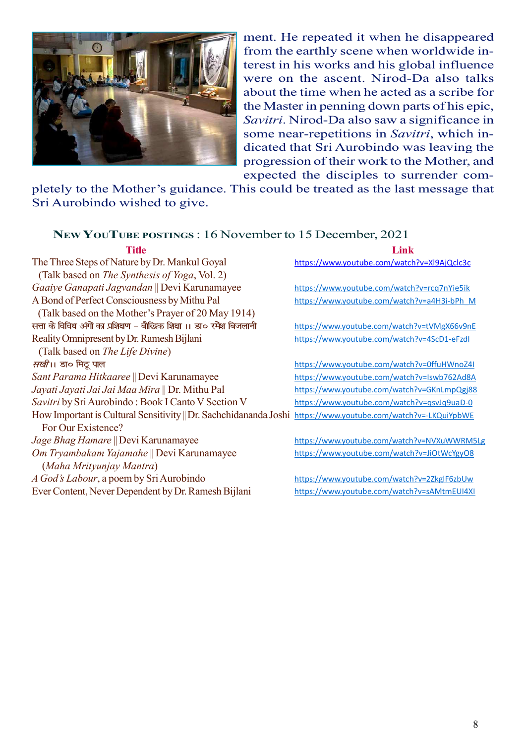ment. He repeated it when he disappeared from the earthly scene when worldwide interest in his works and his global influence were on the ascent. Nirod-Da also talks about the time when he acted as a scribe for the Master in penning down parts of his epic, *Savitri*. Nirod-Da also saw a significance in some near-repetitions in *Savitri*, which indicated that Sri Aurobindo was leaving the progression of their work to the Mother, and expected the disciples to surrender completely to the Mother's guidance. This could be treated as the last message that Sri Aurobindo wished to give.

## New YouTube postings : 16 November to 15 December, 2021

| Title | Link |
|---|---|
| The Three Steps of Nature by Dr. Mankul Goyal (Talk based on *The Synthesis of Yoga*, Vol. 2) | https://www.youtube.com/watch?v=Xl9AjQclc3c |
| *Gaaiye Ganapati Jagvandan* ‖ Devi Karunamayee | https://www.youtube.com/watch?v=rcq7nYie5ik |
| A Bond of Perfect Consciousness by Mithu Pal (Talk based on the Mother's Prayer of 20 May 1914) | https://www.youtube.com/watch?v=a4H3i-bPh_M |
| सत्ता के विविध अंगों का प्रशिक्षण – बौद्धिक शिक्षा ।। डा० रमेश बिजलानी | https://www.youtube.com/watch?v=tVMgX66v9nE |
| Reality Omnipresent by Dr. Ramesh Bijlani (Talk based on *The Life Divine*) | https://www.youtube.com/watch?v=4ScD1-eFzdI |
| *सखी* ।। डा० मिठू पाल | https://www.youtube.com/watch?v=0ffuHWnoZ4I |
| *Sant Parama Hitkaaree* ‖ Devi Karunamayee | https://www.youtube.com/watch?v=Iswb762Ad8A |
| *Jayati Jayati Jai Jai Maa Mira* ‖ Dr. Mithu Pal | https://www.youtube.com/watch?v=GKnLmpQgj88 |
| *Savitri* by Sri Aurobindo : Book I Canto V Section V | https://www.youtube.com/watch?v=qsvJq9uaD-0 |
| How Important is Cultural Sensitivity For Our Existence? ‖ Dr. Sachchidananda Joshi | https://www.youtube.com/watch?v=-LKQuiYpbWE |
| *Jage Bhag Hamare* ‖ Devi Karunamayee | https://www.youtube.com/watch?v=NVXuWWRM5Lg |
| *Om Tryambakam Yajamahe* ‖ Devi Karunamayee (*Maha Mrityunjay Mantra*) | https://www.youtube.com/watch?v=JiOtWcYgyO8 |
| *A God's Labour*, a poem by Sri Aurobindo | https://www.youtube.com/watch?v=2ZkglF6zbUw |
| Ever Content, Never Dependent by Dr. Ramesh Bijlani | https://www.youtube.com/watch?v=sAMtmEUI4XI |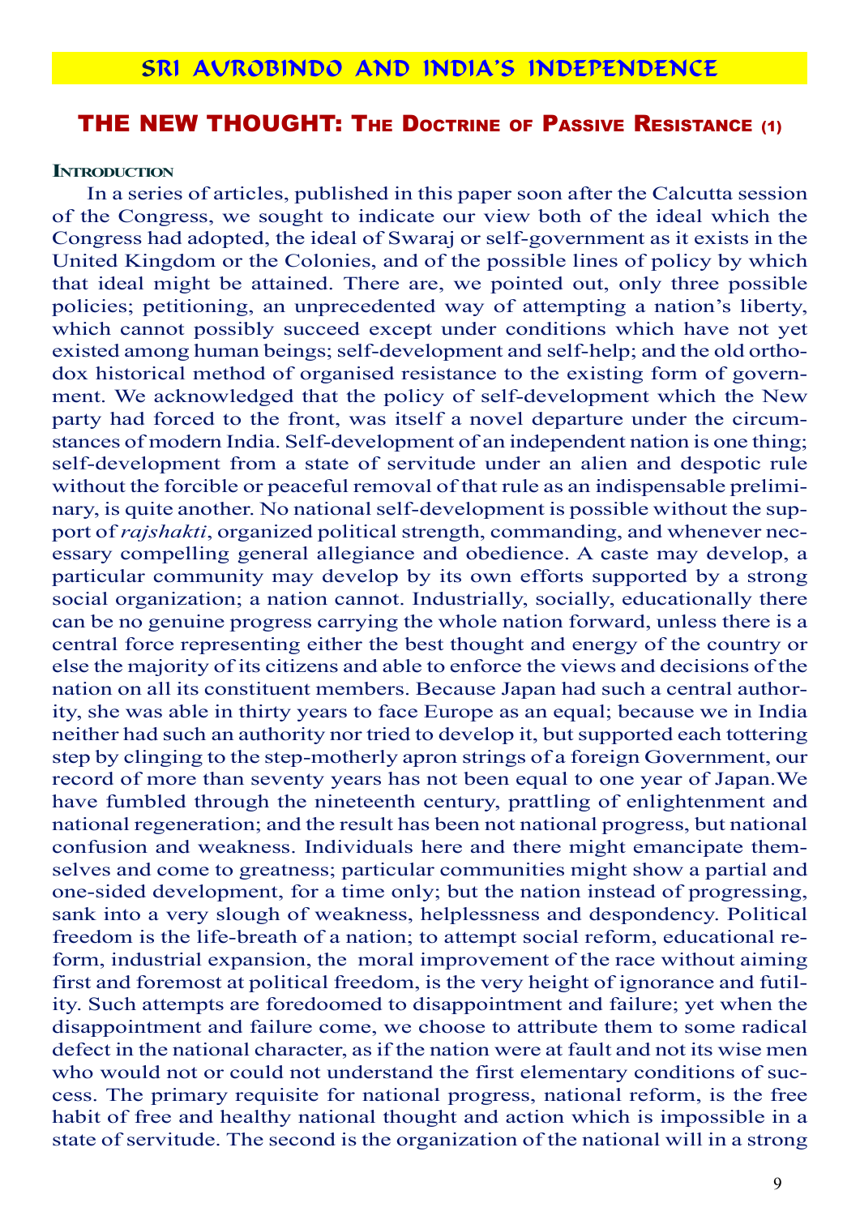## SRI AUROBINDO AND INDIA'S INDEPENDENCE

# THE NEW THOUGHT: The Doctrine of Passive Resistance (1)

### Introduction

In a series of articles, published in this paper soon after the Calcutta session of the Congress, we sought to indicate our view both of the ideal which the Congress had adopted, the ideal of Swaraj or self-government as it exists in the United Kingdom or the Colonies, and of the possible lines of policy by which that ideal might be attained. There are, we pointed out, only three possible policies; petitioning, an unprecedented way of attempting a nation's liberty, which cannot possibly succeed except under conditions which have not yet existed among human beings; self-development and self-help; and the old orthodox historical method of organised resistance to the existing form of government. We acknowledged that the policy of self-development which the New party had forced to the front, was itself a novel departure under the circumstances of modern India. Self-development of an independent nation is one thing; self-development from a state of servitude under an alien and despotic rule without the forcible or peaceful removal of that rule as an indispensable preliminary, is quite another. No national self-development is possible without the support of *rajshakti*, organized political strength, commanding, and whenever necessary compelling general allegiance and obedience. A caste may develop, a particular community may develop by its own efforts supported by a strong social organization; a nation cannot. Industrially, socially, educationally there can be no genuine progress carrying the whole nation forward, unless there is a central force representing either the best thought and energy of the country or else the majority of its citizens and able to enforce the views and decisions of the nation on all its constituent members. Because Japan had such a central authority, she was able in thirty years to face Europe as an equal; because we in India neither had such an authority nor tried to develop it, but supported each tottering step by clinging to the step-motherly apron strings of a foreign Government, our record of more than seventy years has not been equal to one year of Japan.We have fumbled through the nineteenth century, prattling of enlightenment and national regeneration; and the result has been not national progress, but national confusion and weakness. Individuals here and there might emancipate themselves and come to greatness; particular communities might show a partial and one-sided development, for a time only; but the nation instead of progressing, sank into a very slough of weakness, helplessness and despondency. Political freedom is the life-breath of a nation; to attempt social reform, educational reform, industrial expansion, the moral improvement of the race without aiming first and foremost at political freedom, is the very height of ignorance and futility. Such attempts are foredoomed to disappointment and failure; yet when the disappointment and failure come, we choose to attribute them to some radical defect in the national character, as if the nation were at fault and not its wise men who would not or could not understand the first elementary conditions of success. The primary requisite for national progress, national reform, is the free habit of free and healthy national thought and action which is impossible in a state of servitude. The second is the organization of the national will in a strong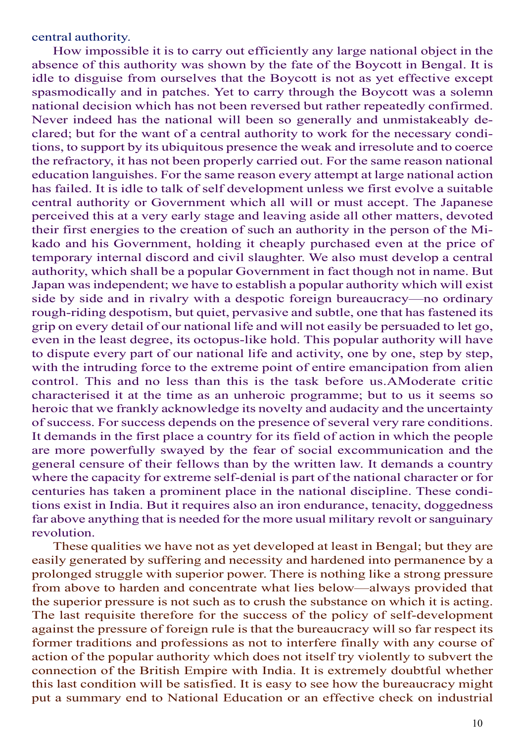central authority.

How impossible it is to carry out efficiently any large national object in the absence of this authority was shown by the fate of the Boycott in Bengal. It is idle to disguise from ourselves that the Boycott is not as yet effective except spasmodically and in patches. Yet to carry through the Boycott was a solemn national decision which has not been reversed but rather repeatedly confirmed. Never indeed has the national will been so generally and unmistakeably declared; but for the want of a central authority to work for the necessary conditions, to support by its ubiquitous presence the weak and irresolute and to coerce the refractory, it has not been properly carried out. For the same reason national education languishes. For the same reason every attempt at large national action has failed. It is idle to talk of self development unless we first evolve a suitable central authority or Government which all will or must accept. The Japanese perceived this at a very early stage and leaving aside all other matters, devoted their first energies to the creation of such an authority in the person of the Mikado and his Government, holding it cheaply purchased even at the price of temporary internal discord and civil slaughter. We also must develop a central authority, which shall be a popular Government in fact though not in name. But Japan was independent; we have to establish a popular authority which will exist side by side and in rivalry with a despotic foreign bureaucracy—no ordinary rough-riding despotism, but quiet, pervasive and subtle, one that has fastened its grip on every detail of our national life and will not easily be persuaded to let go, even in the least degree, its octopus-like hold. This popular authority will have to dispute every part of our national life and activity, one by one, step by step, with the intruding force to the extreme point of entire emancipation from alien control. This and no less than this is the task before us.AModerate critic characterised it at the time as an unheroic programme; but to us it seems so heroic that we frankly acknowledge its novelty and audacity and the uncertainty of success. For success depends on the presence of several very rare conditions. It demands in the first place a country for its field of action in which the people are more powerfully swayed by the fear of social excommunication and the general censure of their fellows than by the written law. It demands a country where the capacity for extreme self-denial is part of the national character or for centuries has taken a prominent place in the national discipline. These conditions exist in India. But it requires also an iron endurance, tenacity, doggedness far above anything that is needed for the more usual military revolt or sanguinary revolution.

These qualities we have not as yet developed at least in Bengal; but they are easily generated by suffering and necessity and hardened into permanence by a prolonged struggle with superior power. There is nothing like a strong pressure from above to harden and concentrate what lies below—always provided that the superior pressure is not such as to crush the substance on which it is acting. The last requisite therefore for the success of the policy of self-development against the pressure of foreign rule is that the bureaucracy will so far respect its former traditions and professions as not to interfere finally with any course of action of the popular authority which does not itself try violently to subvert the connection of the British Empire with India. It is extremely doubtful whether this last condition will be satisfied. It is easy to see how the bureaucracy might put a summary end to National Education or an effective check on industrial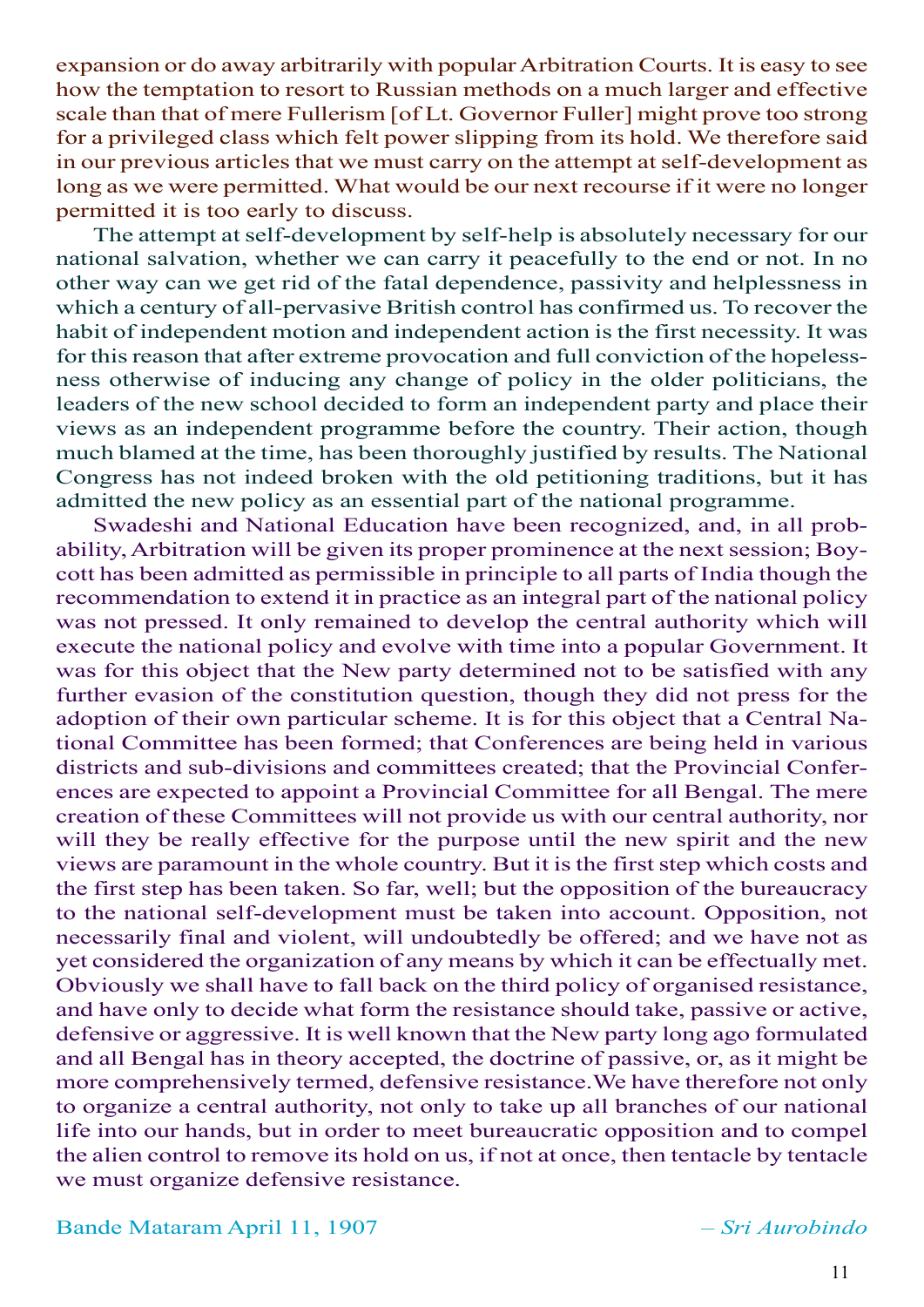expansion or do away arbitrarily with popular Arbitration Courts. It is easy to see how the temptation to resort to Russian methods on a much larger and effective scale than that of mere Fullerism [of Lt. Governor Fuller] might prove too strong for a privileged class which felt power slipping from its hold. We therefore said in our previous articles that we must carry on the attempt at self-development as long as we were permitted. What would be our next recourse if it were no longer permitted it is too early to discuss.

The attempt at self-development by self-help is absolutely necessary for our national salvation, whether we can carry it peacefully to the end or not. In no other way can we get rid of the fatal dependence, passivity and helplessness in which a century of all-pervasive British control has confirmed us. To recover the habit of independent motion and independent action is the first necessity. It was for this reason that after extreme provocation and full conviction of the hopelessness otherwise of inducing any change of policy in the older politicians, the leaders of the new school decided to form an independent party and place their views as an independent programme before the country. Their action, though much blamed at the time, has been thoroughly justified by results. The National Congress has not indeed broken with the old petitioning traditions, but it has admitted the new policy as an essential part of the national programme.

Swadeshi and National Education have been recognized, and, in all probability, Arbitration will be given its proper prominence at the next session; Boycott has been admitted as permissible in principle to all parts of India though the recommendation to extend it in practice as an integral part of the national policy was not pressed. It only remained to develop the central authority which will execute the national policy and evolve with time into a popular Government. It was for this object that the New party determined not to be satisfied with any further evasion of the constitution question, though they did not press for the adoption of their own particular scheme. It is for this object that a Central National Committee has been formed; that Conferences are being held in various districts and sub-divisions and committees created; that the Provincial Conferences are expected to appoint a Provincial Committee for all Bengal. The mere creation of these Committees will not provide us with our central authority, nor will they be really effective for the purpose until the new spirit and the new views are paramount in the whole country. But it is the first step which costs and the first step has been taken. So far, well; but the opposition of the bureaucracy to the national self-development must be taken into account. Opposition, not necessarily final and violent, will undoubtedly be offered; and we have not as yet considered the organization of any means by which it can be effectually met. Obviously we shall have to fall back on the third policy of organised resistance, and have only to decide what form the resistance should take, passive or active, defensive or aggressive. It is well known that the New party long ago formulated and all Bengal has in theory accepted, the doctrine of passive, or, as it might be more comprehensively termed, defensive resistance. We have therefore not only to organize a central authority, not only to take up all branches of our national life into our hands, but in order to meet bureaucratic opposition and to compel the alien control to remove its hold on us, if not at once, then tentacle by tentacle we must organize defensive resistance.

Bande Mataram April 11, 1907 — *Sri Aurobindo*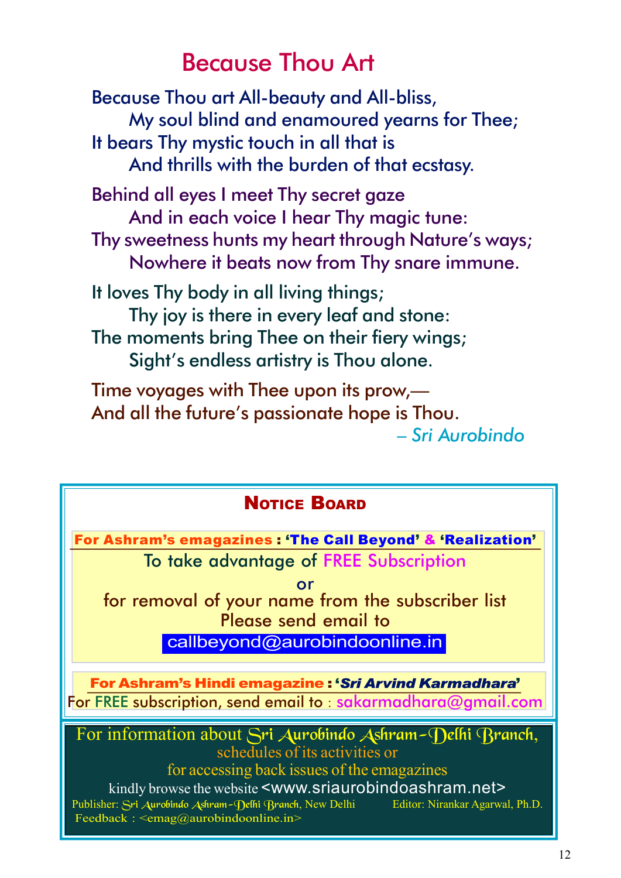# Because Thou Art

Because Thou art All-beauty and All-bliss,
My soul blind and enamoured yearns for Thee;
It bears Thy mystic touch in all that is
And thrills with the burden of that ecstasy.

Behind all eyes I meet Thy secret gaze
And in each voice I hear Thy magic tune:
Thy sweetness hunts my heart through Nature's ways;
Nowhere it beats now from Thy snare immune.

It loves Thy body in all living things;
Thy joy is there in every leaf and stone:
The moments bring Thee on their fiery wings;
Sight's endless artistry is Thou alone.

Time voyages with Thee upon its prow,—
And all the future's passionate hope is Thou.

*– Sri Aurobindo*

## NOTICE BOARD

**For Ashram's emagazines : 'The Call Beyond' & 'Realization'**

To take advantage of FREE Subscription
or
for removal of your name from the subscriber list
Please send email to
callbeyond@aurobindoonline.in

**For Ashram's Hindi emagazine : '*Sri Arvind Karmadhara*'**

For FREE subscription, send email to : sakarmadhara@gmail.com

For information about Sri Aurobindo Ashram-Delhi Branch,
schedules of its activities or
for accessing back issues of the emagazines
kindly browse the website <www.sriaurobindoashram.net>

Publisher: Sri Aurobindo Ashram-Delhi Branch, New Delhi
Editor: Nirankar Agarwal, Ph.D.
Feedback : <emag@aurobindoonline.in>